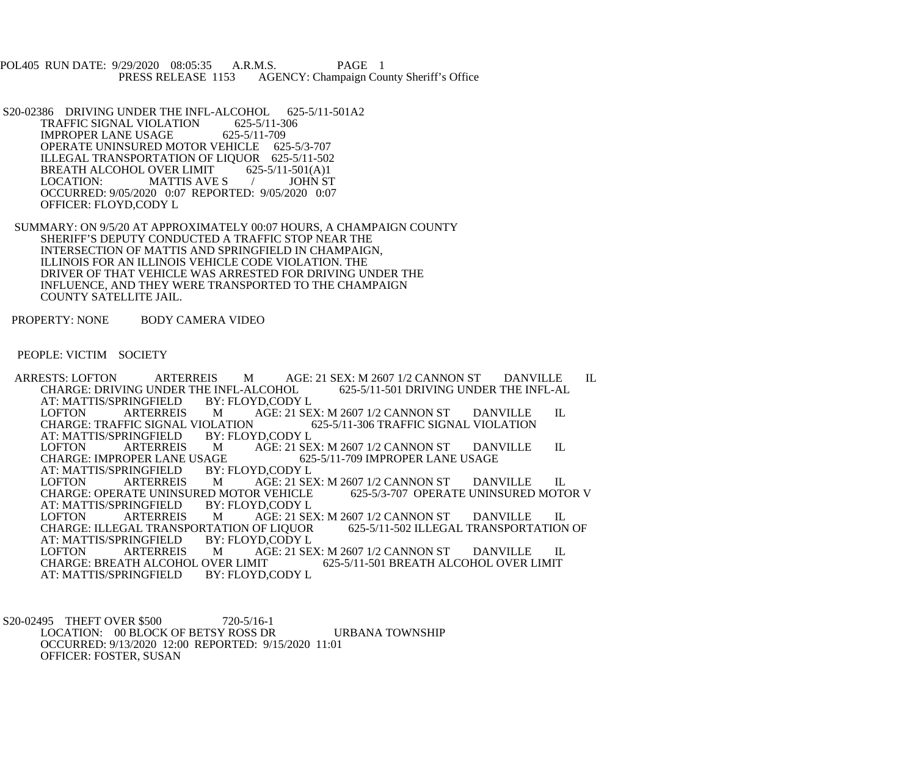POL405 RUN DATE: 9/29/2020 08:05:35 A.R.M.S. PAGE 1
PRESS RELEASE 1153 AGENCY: Champaign County Sheriff's Office

S20-02386 DRIVING UNDER THE INFL-ALCOHOL 625-5/11-501A2
TRAFFIC SIGNAL VIOLATION 625-5/11-306
IMPROPER LANE USAGE 625-5/11-709
OPERATE UNINSURED MOTOR VEHICLE 625-5/3-707
ILLEGAL TRANSPORTATION OF LIQUOR 625-5/11-502
BREATH ALCOHOL OVER LIMIT 625-5/11-501(A)1
LOCATION: MATTIS AVE S / JOHN ST
OCCURRED: 9/05/2020 0:07 REPORTED: 9/05/2020 0:07
OFFICER: FLOYD,CODY L

SUMMARY: ON 9/5/20 AT APPROXIMATELY 00:07 HOURS, A CHAMPAIGN COUNTY SHERIFF'S DEPUTY CONDUCTED A TRAFFIC STOP NEAR THE INTERSECTION OF MATTIS AND SPRINGFIELD IN CHAMPAIGN, ILLINOIS FOR AN ILLINOIS VEHICLE CODE VIOLATION. THE DRIVER OF THAT VEHICLE WAS ARRESTED FOR DRIVING UNDER THE INFLUENCE, AND THEY WERE TRANSPORTED TO THE CHAMPAIGN COUNTY SATELLITE JAIL.

PROPERTY: NONE BODY CAMERA VIDEO

PEOPLE: VICTIM SOCIETY

ARRESTS: LOFTON ARTERREIS M AGE: 21 SEX: M 2607 1/2 CANNON ST DANVILLE IL
CHARGE: DRIVING UNDER THE INFL-ALCOHOL 625-5/11-501 DRIVING UNDER THE INFL-AL
AT: MATTIS/SPRINGFIELD BY: FLOYD,CODY L
LOFTON ARTERREIS M AGE: 21 SEX: M 2607 1/2 CANNON ST DANVILLE IL
CHARGE: TRAFFIC SIGNAL VIOLATION 625-5/11-306 TRAFFIC SIGNAL VIOLATION
AT: MATTIS/SPRINGFIELD BY: FLOYD,CODY L
LOFTON ARTERREIS M AGE: 21 SEX: M 2607 1/2 CANNON ST DANVILLE IL
CHARGE: IMPROPER LANE USAGE 625-5/11-709 IMPROPER LANE USAGE
AT: MATTIS/SPRINGFIELD BY: FLOYD,CODY L
LOFTON ARTERREIS M AGE: 21 SEX: M 2607 1/2 CANNON ST DANVILLE IL
CHARGE: OPERATE UNINSURED MOTOR VEHICLE 625-5/3-707 OPERATE UNINSURED MOTOR V
AT: MATTIS/SPRINGFIELD BY: FLOYD,CODY L
LOFTON ARTERREIS M AGE: 21 SEX: M 2607 1/2 CANNON ST DANVILLE IL
CHARGE: ILLEGAL TRANSPORTATION OF LIQUOR 625-5/11-502 ILLEGAL TRANSPORTATION OF
AT: MATTIS/SPRINGFIELD BY: FLOYD,CODY L
LOFTON ARTERREIS M AGE: 21 SEX: M 2607 1/2 CANNON ST DANVILLE IL
CHARGE: BREATH ALCOHOL OVER LIMIT 625-5/11-501 BREATH ALCOHOL OVER LIMIT
AT: MATTIS/SPRINGFIELD BY: FLOYD,CODY L

S20-02495 THEFT OVER $500 720-5/16-1
LOCATION: 00 BLOCK OF BETSY ROSS DR URBANA TOWNSHIP
OCCURRED: 9/13/2020 12:00 REPORTED: 9/15/2020 11:01
OFFICER: FOSTER, SUSAN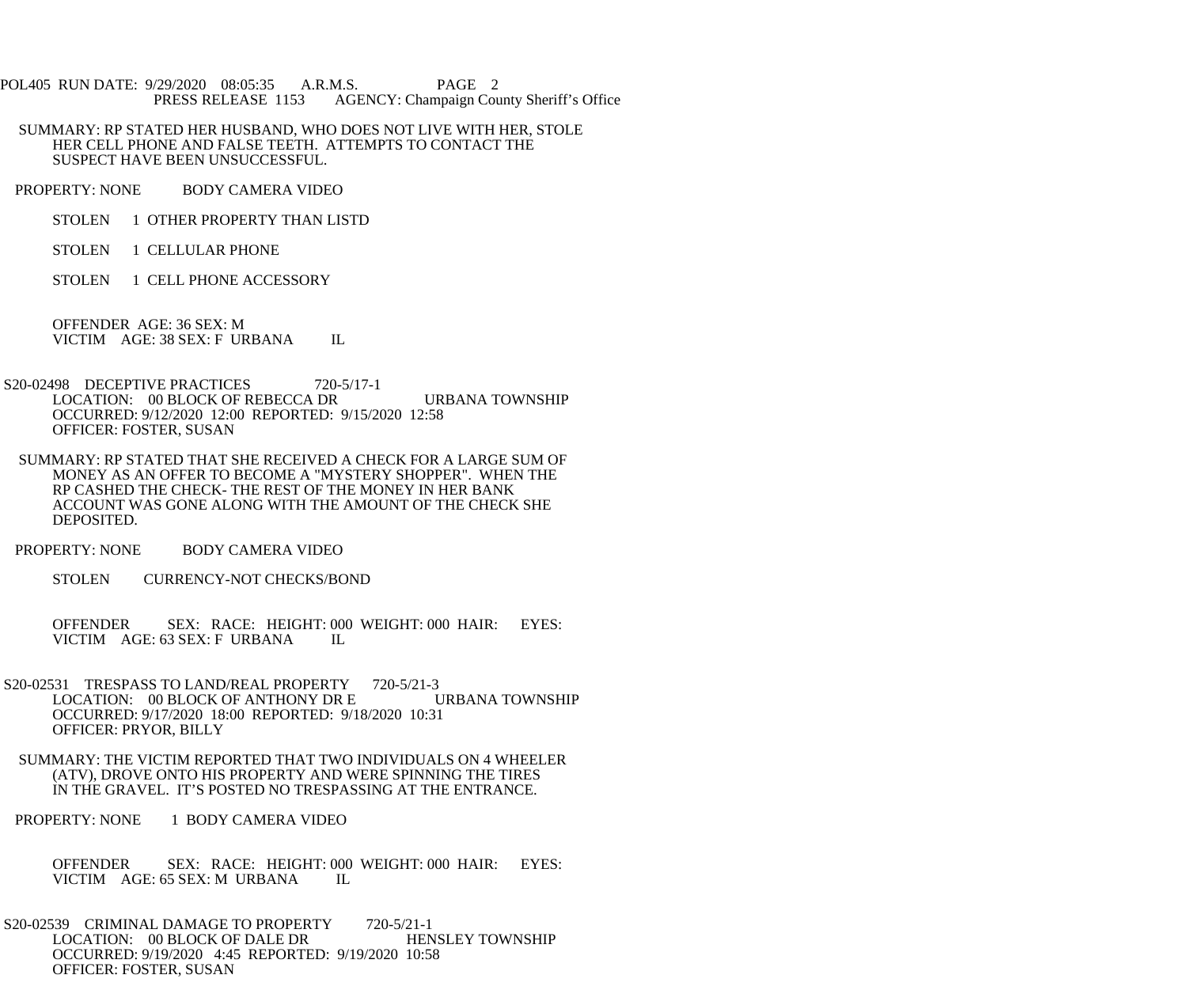SUMMARY: RP STATED HER HUSBAND, WHO DOES NOT LIVE WITH HER, STOLE HER CELL PHONE AND FALSE TEETH. ATTEMPTS TO CONTACT THE SUSPECT HAVE BEEN UNSUCCESSFUL.

PROPERTY: NONE BODY CAMERA VIDEO

STOLEN 1 OTHER PROPERTY THAN LISTD

STOLEN 1 CELLULAR PHONE

STOLEN 1 CELL PHONE ACCESSORY

OFFENDER AGE: 36 SEX: M
VICTIM AGE: 38 SEX: F URBANA IL

S20-02498 DECEPTIVE PRACTICES 720-5/17-1
LOCATION: 00 BLOCK OF REBECCA DR URBANA TOWNSHIP
OCCURRED: 9/12/2020 12:00 REPORTED: 9/15/2020 12:58
OFFICER: FOSTER, SUSAN

SUMMARY: RP STATED THAT SHE RECEIVED A CHECK FOR A LARGE SUM OF MONEY AS AN OFFER TO BECOME A "MYSTERY SHOPPER". WHEN THE RP CASHED THE CHECK- THE REST OF THE MONEY IN HER BANK ACCOUNT WAS GONE ALONG WITH THE AMOUNT OF THE CHECK SHE DEPOSITED.

PROPERTY: NONE BODY CAMERA VIDEO

STOLEN CURRENCY-NOT CHECKS/BOND

OFFENDER SEX: RACE: HEIGHT: 000 WEIGHT: 000 HAIR: EYES:
VICTIM AGE: 63 SEX: F URBANA IL

S20-02531 TRESPASS TO LAND/REAL PROPERTY 720-5/21-3
LOCATION: 00 BLOCK OF ANTHONY DR E URBANA TOWNSHIP
OCCURRED: 9/17/2020 18:00 REPORTED: 9/18/2020 10:31
OFFICER: PRYOR, BILLY

SUMMARY: THE VICTIM REPORTED THAT TWO INDIVIDUALS ON 4 WHEELER (ATV), DROVE ONTO HIS PROPERTY AND WERE SPINNING THE TIRES IN THE GRAVEL. IT'S POSTED NO TRESPASSING AT THE ENTRANCE.

PROPERTY: NONE 1 BODY CAMERA VIDEO

OFFENDER SEX: RACE: HEIGHT: 000 WEIGHT: 000 HAIR: EYES:
VICTIM AGE: 65 SEX: M URBANA IL

S20-02539 CRIMINAL DAMAGE TO PROPERTY 720-5/21-1
LOCATION: 00 BLOCK OF DALE DR HENSLEY TOWNSHIP
OCCURRED: 9/19/2020 4:45 REPORTED: 9/19/2020 10:58
OFFICER: FOSTER, SUSAN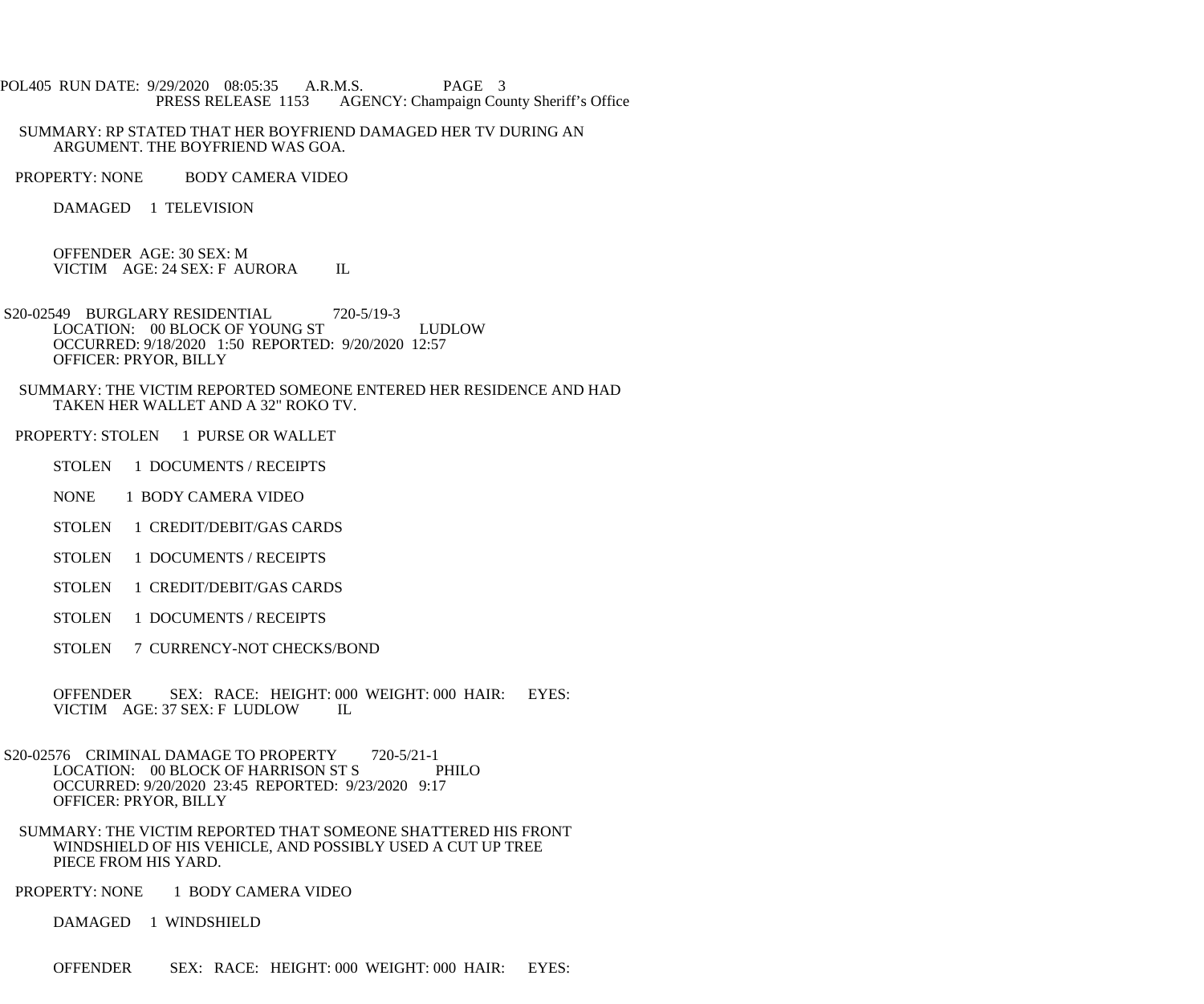SUMMARY: RP STATED THAT HER BOYFRIEND DAMAGED HER TV DURING AN ARGUMENT. THE BOYFRIEND WAS GOA.

PROPERTY: NONE  BODY CAMERA VIDEO

DAMAGED  1 TELEVISION

OFFENDER AGE: 30 SEX: M
VICTIM AGE: 24 SEX: F AURORA IL

S20-02549 BURGLARY RESIDENTIAL 720-5/19-3
LOCATION: 00 BLOCK OF YOUNG ST LUDLOW
OCCURRED: 9/18/2020 1:50 REPORTED: 9/20/2020 12:57
OFFICER: PRYOR, BILLY

SUMMARY: THE VICTIM REPORTED SOMEONE ENTERED HER RESIDENCE AND HAD TAKEN HER WALLET AND A 32" ROKO TV.

PROPERTY: STOLEN  1 PURSE OR WALLET

STOLEN  1 DOCUMENTS / RECEIPTS

NONE  1 BODY CAMERA VIDEO

STOLEN  1 CREDIT/DEBIT/GAS CARDS

STOLEN  1 DOCUMENTS / RECEIPTS

STOLEN  1 CREDIT/DEBIT/GAS CARDS

STOLEN  1 DOCUMENTS / RECEIPTS

STOLEN  7 CURRENCY-NOT CHECKS/BOND

OFFENDER SEX: RACE: HEIGHT: 000 WEIGHT: 000 HAIR: EYES:
VICTIM AGE: 37 SEX: F LUDLOW IL

S20-02576 CRIMINAL DAMAGE TO PROPERTY 720-5/21-1
LOCATION: 00 BLOCK OF HARRISON ST S PHILO
OCCURRED: 9/20/2020 23:45 REPORTED: 9/23/2020 9:17
OFFICER: PRYOR, BILLY

SUMMARY: THE VICTIM REPORTED THAT SOMEONE SHATTERED HIS FRONT WINDSHIELD OF HIS VEHICLE, AND POSSIBLY USED A CUT UP TREE PIECE FROM HIS YARD.

PROPERTY: NONE  1 BODY CAMERA VIDEO

DAMAGED  1 WINDSHIELD

OFFENDER SEX: RACE: HEIGHT: 000 WEIGHT: 000 HAIR: EYES: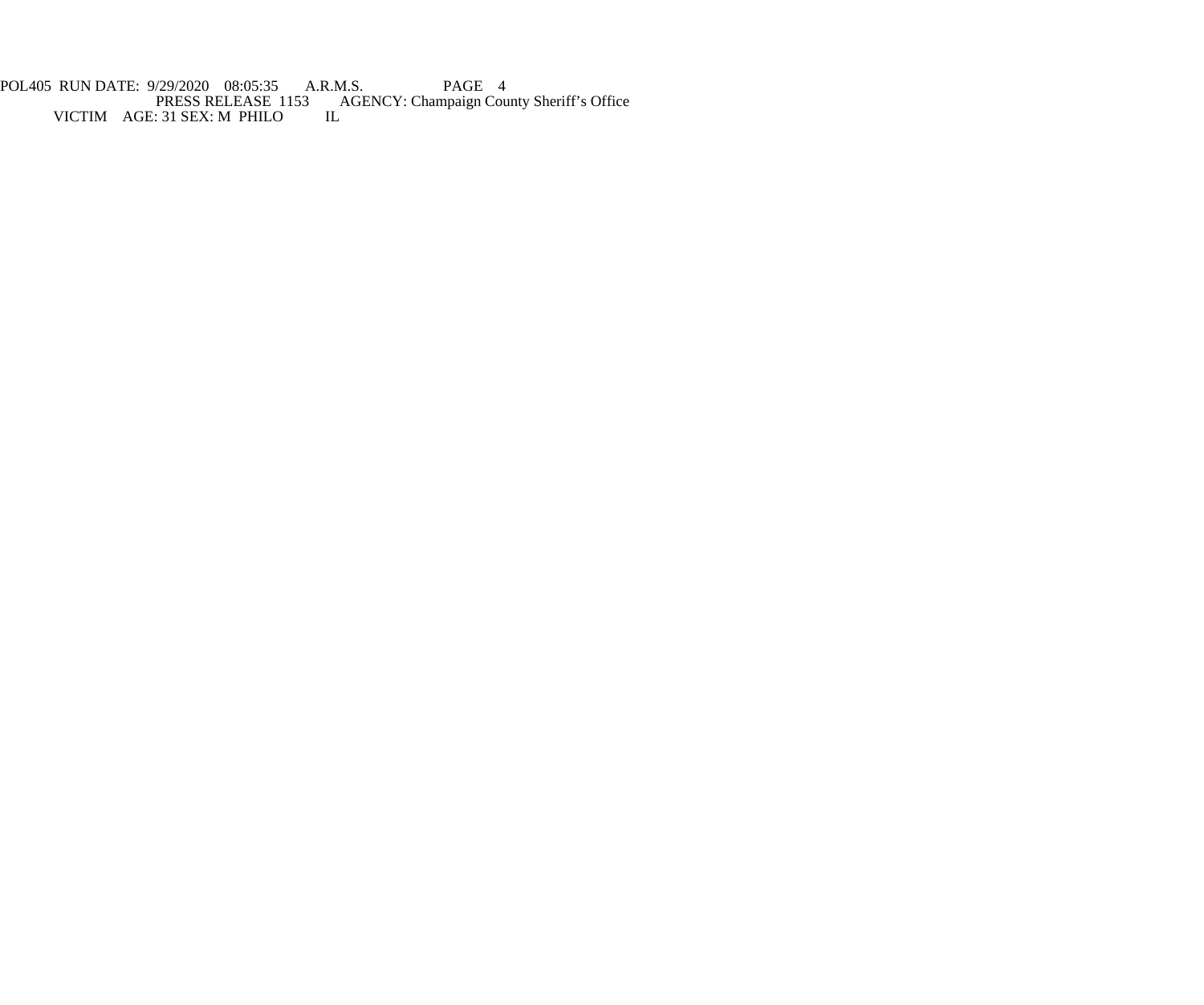VICTIM AGE: 31 SEX: M PHILO IL